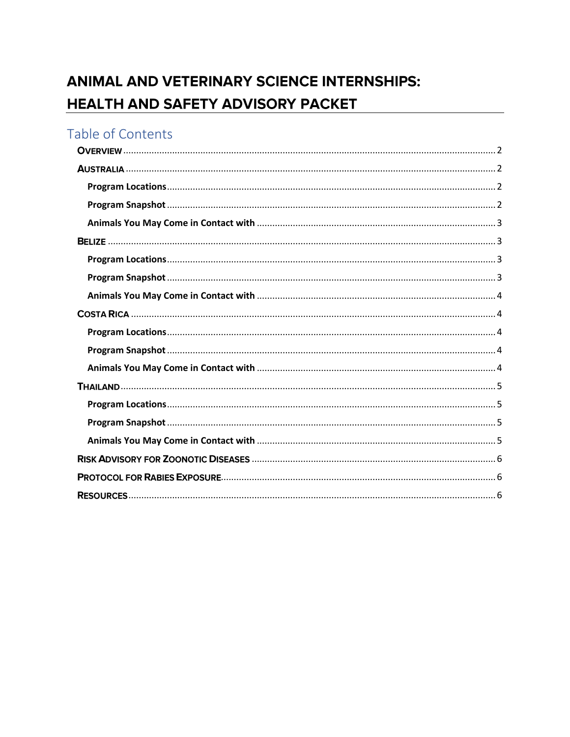# ANIMAL AND VETERINARY SCIENCE INTERNSHIPS: HEALTH AND SAFETY ADVISORY PACKET

## Table of Contents

- **OVERVIEW** ........ 2
- **AUSTRALIA** ........ 2
  - **Program Locations** ........ 2
  - **Program Snapshot** ........ 2
  - **Animals You May Come in Contact with** ........ 3
- **BELIZE** ........ 3
  - **Program Locations** ........ 3
  - **Program Snapshot** ........ 3
  - **Animals You May Come in Contact with** ........ 4
- **COSTA RICA** ........ 4
  - **Program Locations** ........ 4
  - **Program Snapshot** ........ 4
  - **Animals You May Come in Contact with** ........ 4
- **THAILAND** ........ 5
  - **Program Locations** ........ 5
  - **Program Snapshot** ........ 5
  - **Animals You May Come in Contact with** ........ 5
- **RISK ADVISORY FOR ZOONOTIC DISEASES** ........ 6
- **PROTOCOL FOR RABIES EXPOSURE** ........ 6
- **RESOURCES** ........ 6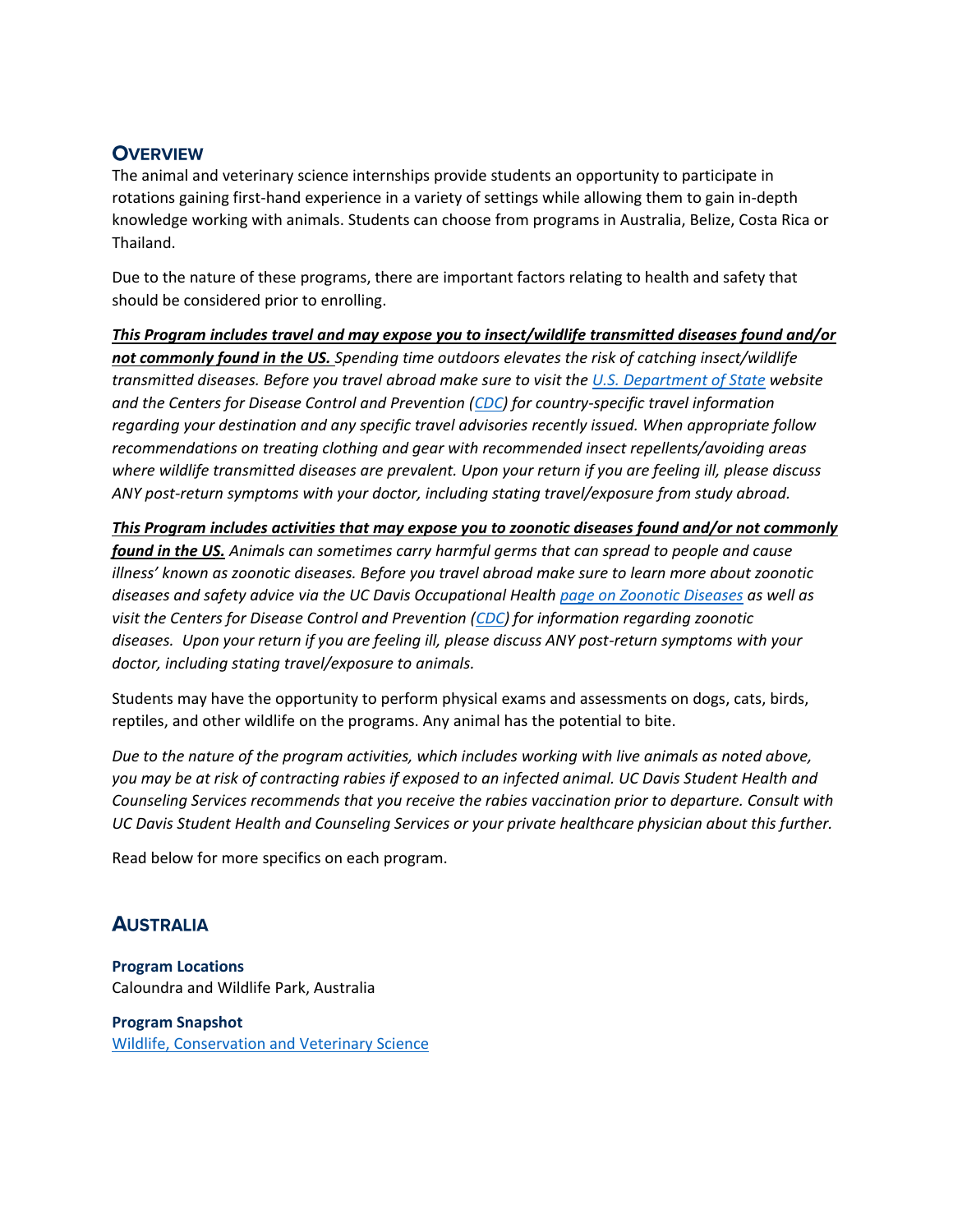## Overview

The animal and veterinary science internships provide students an opportunity to participate in rotations gaining first-hand experience in a variety of settings while allowing them to gain in-depth knowledge working with animals. Students can choose from programs in Australia, Belize, Costa Rica or Thailand.

Due to the nature of these programs, there are important factors relating to health and safety that should be considered prior to enrolling.

***This Program includes travel and may expose you to insect/wildlife transmitted diseases found and/or not commonly found in the US.*** *Spending time outdoors elevates the risk of catching insect/wildlife transmitted diseases. Before you travel abroad make sure to visit the [U.S. Department of State] website and the Centers for Disease Control and Prevention ([CDC]) for country-specific travel information regarding your destination and any specific travel advisories recently issued. When appropriate follow recommendations on treating clothing and gear with recommended insect repellents/avoiding areas where wildlife transmitted diseases are prevalent. Upon your return if you are feeling ill, please discuss ANY post-return symptoms with your doctor, including stating travel/exposure from study abroad.*

***This Program includes activities that may expose you to zoonotic diseases found and/or not commonly found in the US.*** *Animals can sometimes carry harmful germs that can spread to people and cause illness' known as zoonotic diseases. Before you travel abroad make sure to learn more about zoonotic diseases and safety advice via the UC Davis Occupational Health [page on Zoonotic Diseases] as well as visit the Centers for Disease Control and Prevention ([CDC]) for information regarding zoonotic diseases. Upon your return if you are feeling ill, please discuss ANY post-return symptoms with your doctor, including stating travel/exposure to animals.*

Students may have the opportunity to perform physical exams and assessments on dogs, cats, birds, reptiles, and other wildlife on the programs. Any animal has the potential to bite.

*Due to the nature of the program activities, which includes working with live animals as noted above, you may be at risk of contracting rabies if exposed to an infected animal. UC Davis Student Health and Counseling Services recommends that you receive the rabies vaccination prior to departure. Consult with UC Davis Student Health and Counseling Services or your private healthcare physician about this further.*

Read below for more specifics on each program.

## Australia

**Program Locations**
Caloundra and Wildlife Park, Australia

**Program Snapshot**
[Wildlife, Conservation and Veterinary Science]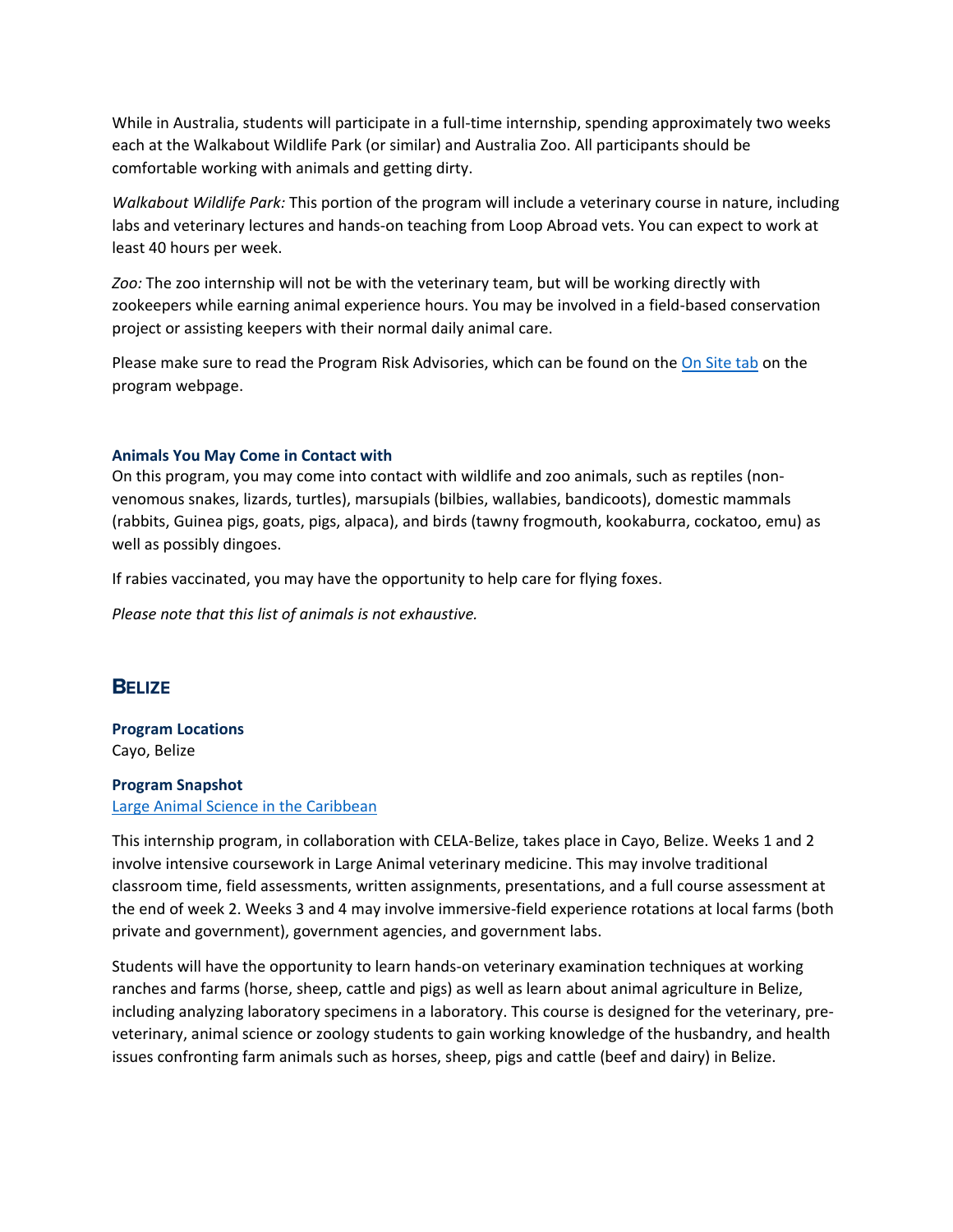While in Australia, students will participate in a full-time internship, spending approximately two weeks each at the Walkabout Wildlife Park (or similar) and Australia Zoo. All participants should be comfortable working with animals and getting dirty.

*Walkabout Wildlife Park:* This portion of the program will include a veterinary course in nature, including labs and veterinary lectures and hands-on teaching from Loop Abroad vets. You can expect to work at least 40 hours per week.

*Zoo:* The zoo internship will not be with the veterinary team, but will be working directly with zookeepers while earning animal experience hours. You may be involved in a field-based conservation project or assisting keepers with their normal daily animal care.

Please make sure to read the Program Risk Advisories, which can be found on the [On Site tab] on the program webpage.

**Animals You May Come in Contact with**

On this program, you may come into contact with wildlife and zoo animals, such as reptiles (non-venomous snakes, lizards, turtles), marsupials (bilbies, wallabies, bandicoots), domestic mammals (rabbits, Guinea pigs, goats, pigs, alpaca), and birds (tawny frogmouth, kookaburra, cockatoo, emu) as well as possibly dingoes.

If rabies vaccinated, you may have the opportunity to help care for flying foxes.

*Please note that this list of animals is not exhaustive.*

## BELIZE

**Program Locations**

Cayo, Belize

**Program Snapshot**

[Large Animal Science in the Caribbean]

This internship program, in collaboration with CELA-Belize, takes place in Cayo, Belize. Weeks 1 and 2 involve intensive coursework in Large Animal veterinary medicine. This may involve traditional classroom time, field assessments, written assignments, presentations, and a full course assessment at the end of week 2. Weeks 3 and 4 may involve immersive-field experience rotations at local farms (both private and government), government agencies, and government labs.

Students will have the opportunity to learn hands-on veterinary examination techniques at working ranches and farms (horse, sheep, cattle and pigs) as well as learn about animal agriculture in Belize, including analyzing laboratory specimens in a laboratory. This course is designed for the veterinary, pre-veterinary, animal science or zoology students to gain working knowledge of the husbandry, and health issues confronting farm animals such as horses, sheep, pigs and cattle (beef and dairy) in Belize.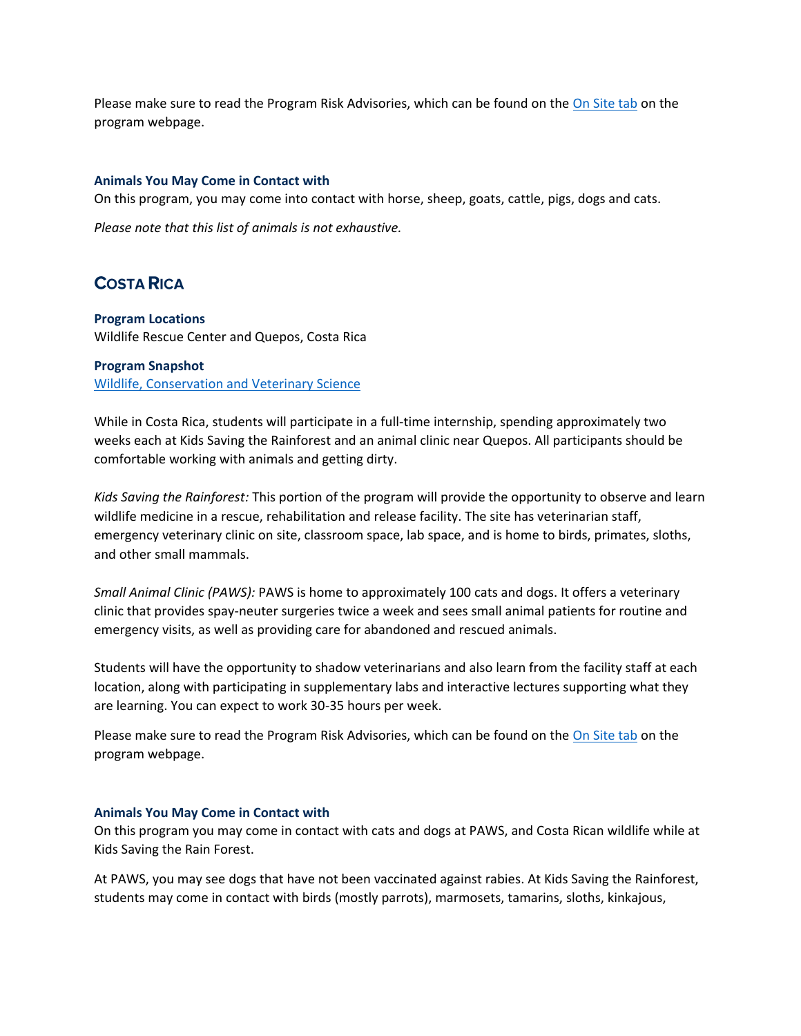Please make sure to read the Program Risk Advisories, which can be found on the [On Site tab]() on the program webpage.

### Animals You May Come in Contact with

On this program, you may come into contact with horse, sheep, goats, cattle, pigs, dogs and cats.

*Please note that this list of animals is not exhaustive.*

## Costa Rica

**Program Locations**
Wildlife Rescue Center and Quepos, Costa Rica

**Program Snapshot**
[Wildlife, Conservation and Veterinary Science]()

While in Costa Rica, students will participate in a full-time internship, spending approximately two weeks each at Kids Saving the Rainforest and an animal clinic near Quepos. All participants should be comfortable working with animals and getting dirty.

*Kids Saving the Rainforest:* This portion of the program will provide the opportunity to observe and learn wildlife medicine in a rescue, rehabilitation and release facility. The site has veterinarian staff, emergency veterinary clinic on site, classroom space, lab space, and is home to birds, primates, sloths, and other small mammals.

*Small Animal Clinic (PAWS):* PAWS is home to approximately 100 cats and dogs. It offers a veterinary clinic that provides spay-neuter surgeries twice a week and sees small animal patients for routine and emergency visits, as well as providing care for abandoned and rescued animals.

Students will have the opportunity to shadow veterinarians and also learn from the facility staff at each location, along with participating in supplementary labs and interactive lectures supporting what they are learning. You can expect to work 30-35 hours per week.

Please make sure to read the Program Risk Advisories, which can be found on the [On Site tab]() on the program webpage.

### Animals You May Come in Contact with

On this program you may come in contact with cats and dogs at PAWS, and Costa Rican wildlife while at Kids Saving the Rain Forest.

At PAWS, you may see dogs that have not been vaccinated against rabies. At Kids Saving the Rainforest, students may come in contact with birds (mostly parrots), marmosets, tamarins, sloths, kinkajous,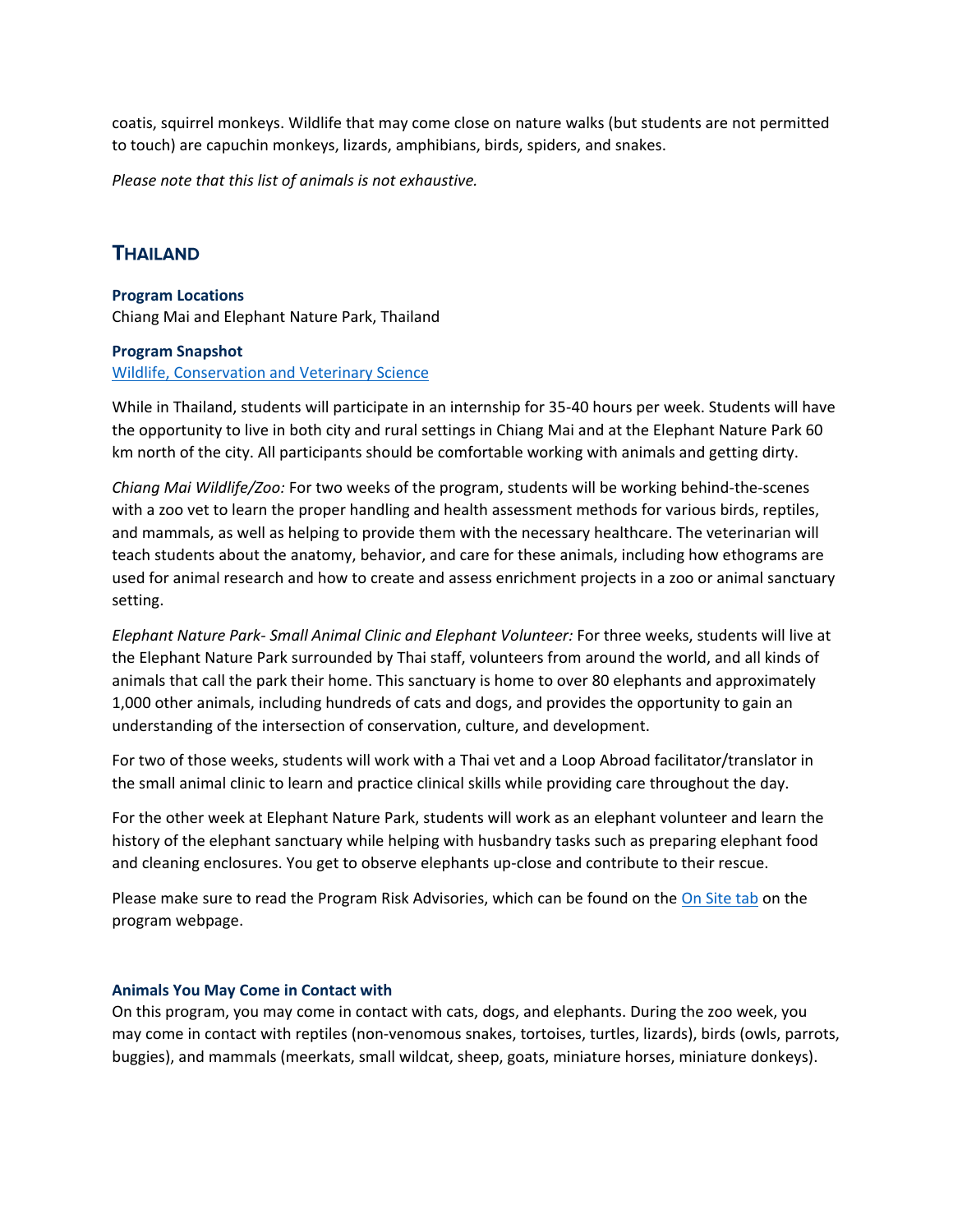coatis, squirrel monkeys. Wildlife that may come close on nature walks (but students are not permitted to touch) are capuchin monkeys, lizards, amphibians, birds, spiders, and snakes.

*Please note that this list of animals is not exhaustive.*

## THAILAND

**Program Locations**
Chiang Mai and Elephant Nature Park, Thailand

**Program Snapshot**
[Wildlife, Conservation and Veterinary Science]

While in Thailand, students will participate in an internship for 35-40 hours per week. Students will have the opportunity to live in both city and rural settings in Chiang Mai and at the Elephant Nature Park 60 km north of the city. All participants should be comfortable working with animals and getting dirty.

*Chiang Mai Wildlife/Zoo:* For two weeks of the program, students will be working behind-the-scenes with a zoo vet to learn the proper handling and health assessment methods for various birds, reptiles, and mammals, as well as helping to provide them with the necessary healthcare. The veterinarian will teach students about the anatomy, behavior, and care for these animals, including how ethograms are used for animal research and how to create and assess enrichment projects in a zoo or animal sanctuary setting.

*Elephant Nature Park- Small Animal Clinic and Elephant Volunteer:* For three weeks, students will live at the Elephant Nature Park surrounded by Thai staff, volunteers from around the world, and all kinds of animals that call the park their home. This sanctuary is home to over 80 elephants and approximately 1,000 other animals, including hundreds of cats and dogs, and provides the opportunity to gain an understanding of the intersection of conservation, culture, and development.

For two of those weeks, students will work with a Thai vet and a Loop Abroad facilitator/translator in the small animal clinic to learn and practice clinical skills while providing care throughout the day.

For the other week at Elephant Nature Park, students will work as an elephant volunteer and learn the history of the elephant sanctuary while helping with husbandry tasks such as preparing elephant food and cleaning enclosures. You get to observe elephants up-close and contribute to their rescue.

Please make sure to read the Program Risk Advisories, which can be found on the [On Site tab] on the program webpage.

**Animals You May Come in Contact with**
On this program, you may come in contact with cats, dogs, and elephants. During the zoo week, you may come in contact with reptiles (non-venomous snakes, tortoises, turtles, lizards), birds (owls, parrots, buggies), and mammals (meerkats, small wildcat, sheep, goats, miniature horses, miniature donkeys).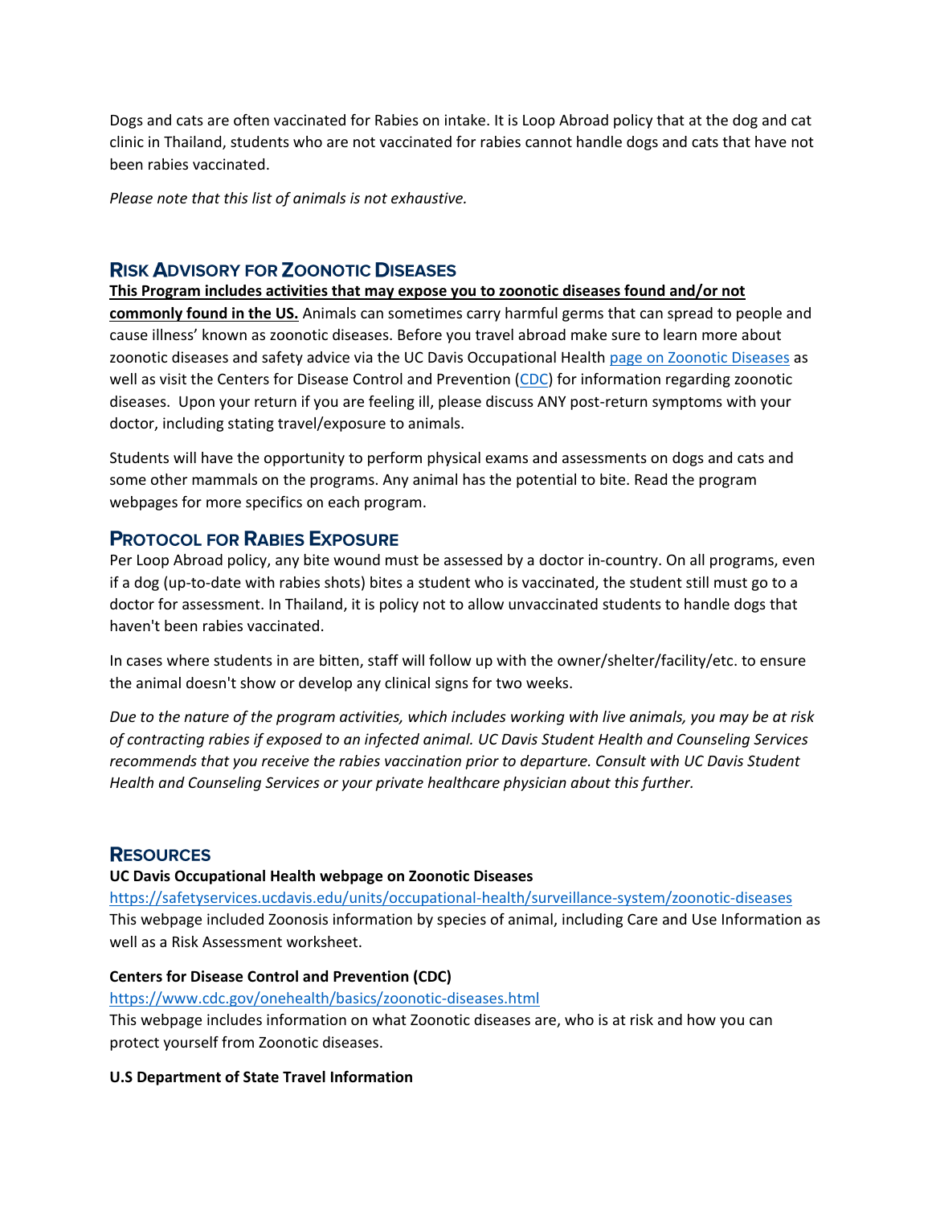Dogs and cats are often vaccinated for Rabies on intake. It is Loop Abroad policy that at the dog and cat clinic in Thailand, students who are not vaccinated for rabies cannot handle dogs and cats that have not been rabies vaccinated.

*Please note that this list of animals is not exhaustive.*

## Risk Advisory for Zoonotic Diseases

**This Program includes activities that may expose you to zoonotic diseases found and/or not commonly found in the US.** Animals can sometimes carry harmful germs that can spread to people and cause illness' known as zoonotic diseases. Before you travel abroad make sure to learn more about zoonotic diseases and safety advice via the UC Davis Occupational Health page on Zoonotic Diseases as well as visit the Centers for Disease Control and Prevention (CDC) for information regarding zoonotic diseases. Upon your return if you are feeling ill, please discuss ANY post-return symptoms with your doctor, including stating travel/exposure to animals.

Students will have the opportunity to perform physical exams and assessments on dogs and cats and some other mammals on the programs. Any animal has the potential to bite. Read the program webpages for more specifics on each program.

## Protocol for Rabies Exposure

Per Loop Abroad policy, any bite wound must be assessed by a doctor in-country. On all programs, even if a dog (up-to-date with rabies shots) bites a student who is vaccinated, the student still must go to a doctor for assessment. In Thailand, it is policy not to allow unvaccinated students to handle dogs that haven't been rabies vaccinated.

In cases where students in are bitten, staff will follow up with the owner/shelter/facility/etc. to ensure the animal doesn't show or develop any clinical signs for two weeks.

*Due to the nature of the program activities, which includes working with live animals, you may be at risk of contracting rabies if exposed to an infected animal. UC Davis Student Health and Counseling Services recommends that you receive the rabies vaccination prior to departure. Consult with UC Davis Student Health and Counseling Services or your private healthcare physician about this further.*

## Resources

**UC Davis Occupational Health webpage on Zoonotic Diseases**
https://safetyservices.ucdavis.edu/units/occupational-health/surveillance-system/zoonotic-diseases
This webpage included Zoonosis information by species of animal, including Care and Use Information as well as a Risk Assessment worksheet.

**Centers for Disease Control and Prevention (CDC)**
https://www.cdc.gov/onehealth/basics/zoonotic-diseases.html
This webpage includes information on what Zoonotic diseases are, who is at risk and how you can protect yourself from Zoonotic diseases.

**U.S Department of State Travel Information**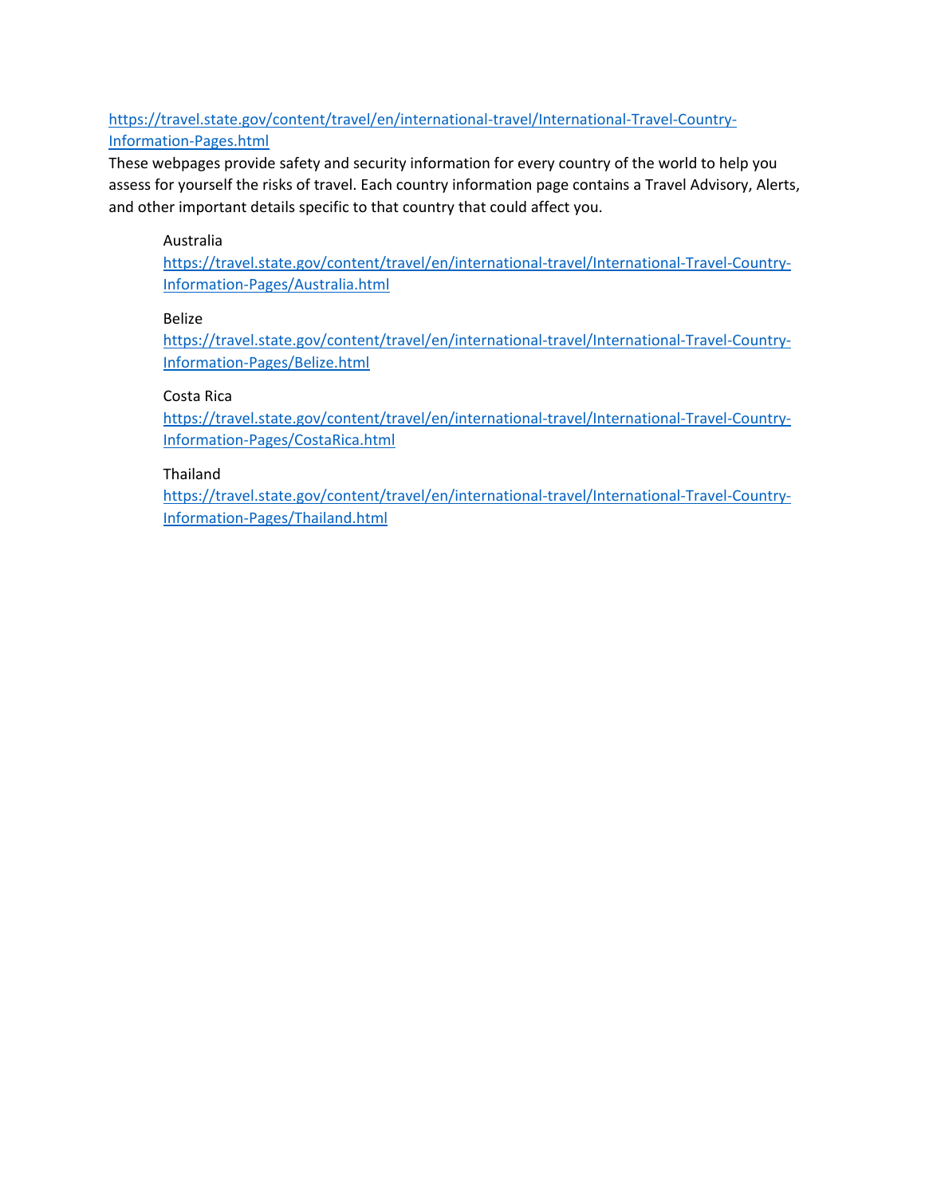https://travel.state.gov/content/travel/en/international-travel/International-Travel-Country-Information-Pages.html

These webpages provide safety and security information for every country of the world to help you assess for yourself the risks of travel. Each country information page contains a Travel Advisory, Alerts, and other important details specific to that country that could affect you.

> Australia
>
> https://travel.state.gov/content/travel/en/international-travel/International-Travel-Country-Information-Pages/Australia.html
>
> Belize
>
> https://travel.state.gov/content/travel/en/international-travel/International-Travel-Country-Information-Pages/Belize.html
>
> Costa Rica
>
> https://travel.state.gov/content/travel/en/international-travel/International-Travel-Country-Information-Pages/CostaRica.html
>
> Thailand
>
> https://travel.state.gov/content/travel/en/international-travel/International-Travel-Country-Information-Pages/Thailand.html